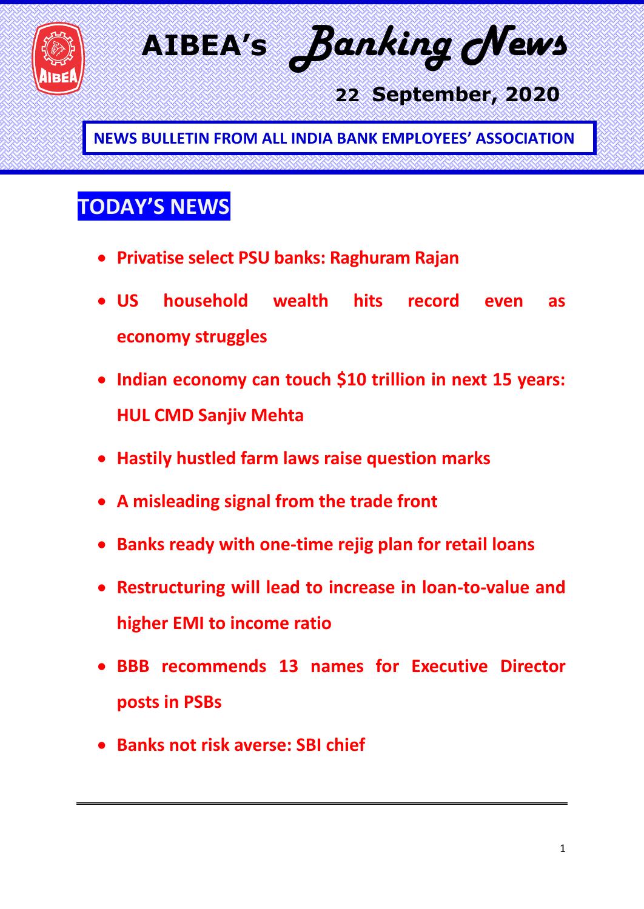# AIBEA's Banking News

**22 September, 2020**

**NEWS BULLETIN FROM ALL INDIA BANK EMPLOYEES' ASSOCIATION**

## TODAY'S NEWS

- **Privatise select PSU banks: Raghuram Rajan**
- **US household wealth hits record even as economy struggles**
- **Indian economy can touch $10 trillion in next 15 years: HUL CMD Sanjiv Mehta**
- **Hastily hustled farm laws raise question marks**
- **A misleading signal from the trade front**
- **Banks ready with one-time rejig plan for retail loans**
- **Restructuring will lead to increase in loan-to-value and higher EMI to income ratio**
- **BBB recommends 13 names for Executive Director posts in PSBs**
- **Banks not risk averse: SBI chief**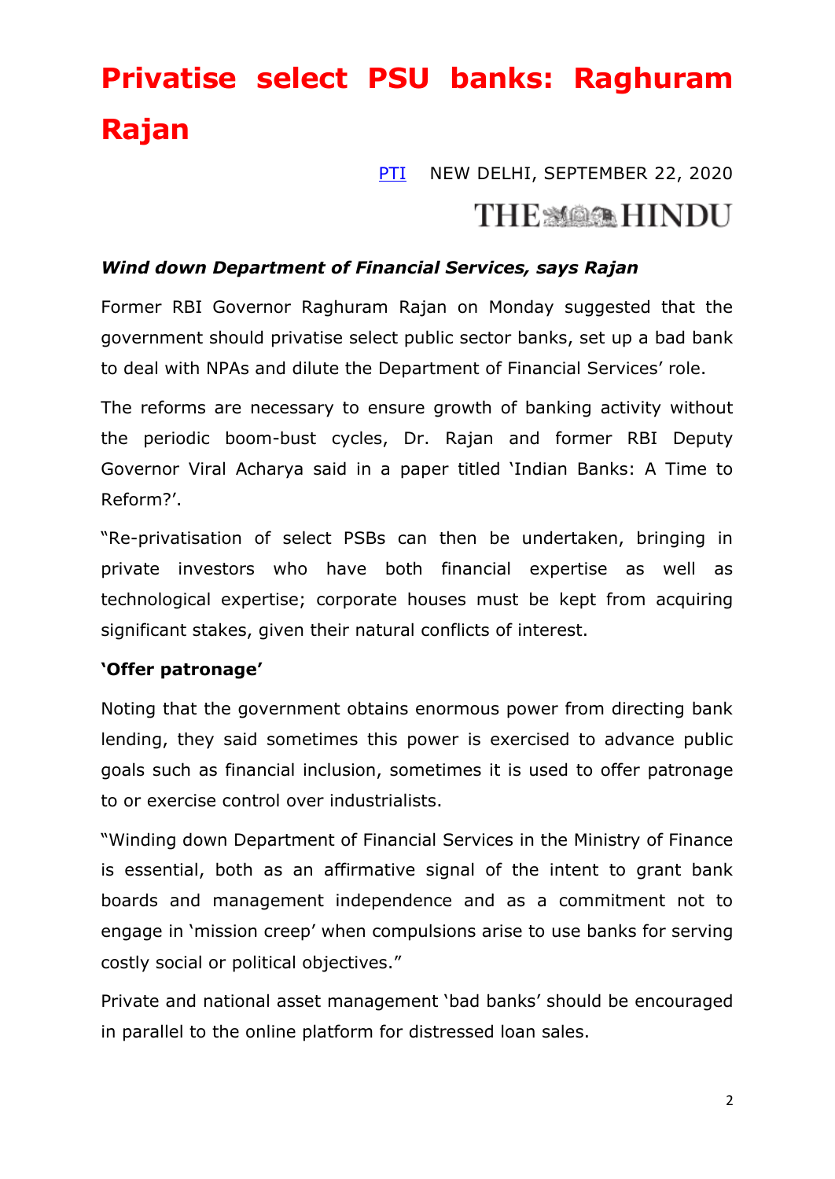# Privatise select PSU banks: Raghuram Rajan

PTI NEW DELHI, SEPTEMBER 22, 2020

THE HINDU

***Wind down Department of Financial Services, says Rajan***

Former RBI Governor Raghuram Rajan on Monday suggested that the government should privatise select public sector banks, set up a bad bank to deal with NPAs and dilute the Department of Financial Services' role.

The reforms are necessary to ensure growth of banking activity without the periodic boom-bust cycles, Dr. Rajan and former RBI Deputy Governor Viral Acharya said in a paper titled 'Indian Banks: A Time to Reform?'.

"Re-privatisation of select PSBs can then be undertaken, bringing in private investors who have both financial expertise as well as technological expertise; corporate houses must be kept from acquiring significant stakes, given their natural conflicts of interest.

**'Offer patronage'**

Noting that the government obtains enormous power from directing bank lending, they said sometimes this power is exercised to advance public goals such as financial inclusion, sometimes it is used to offer patronage to or exercise control over industrialists.

"Winding down Department of Financial Services in the Ministry of Finance is essential, both as an affirmative signal of the intent to grant bank boards and management independence and as a commitment not to engage in 'mission creep' when compulsions arise to use banks for serving costly social or political objectives."

Private and national asset management 'bad banks' should be encouraged in parallel to the online platform for distressed loan sales.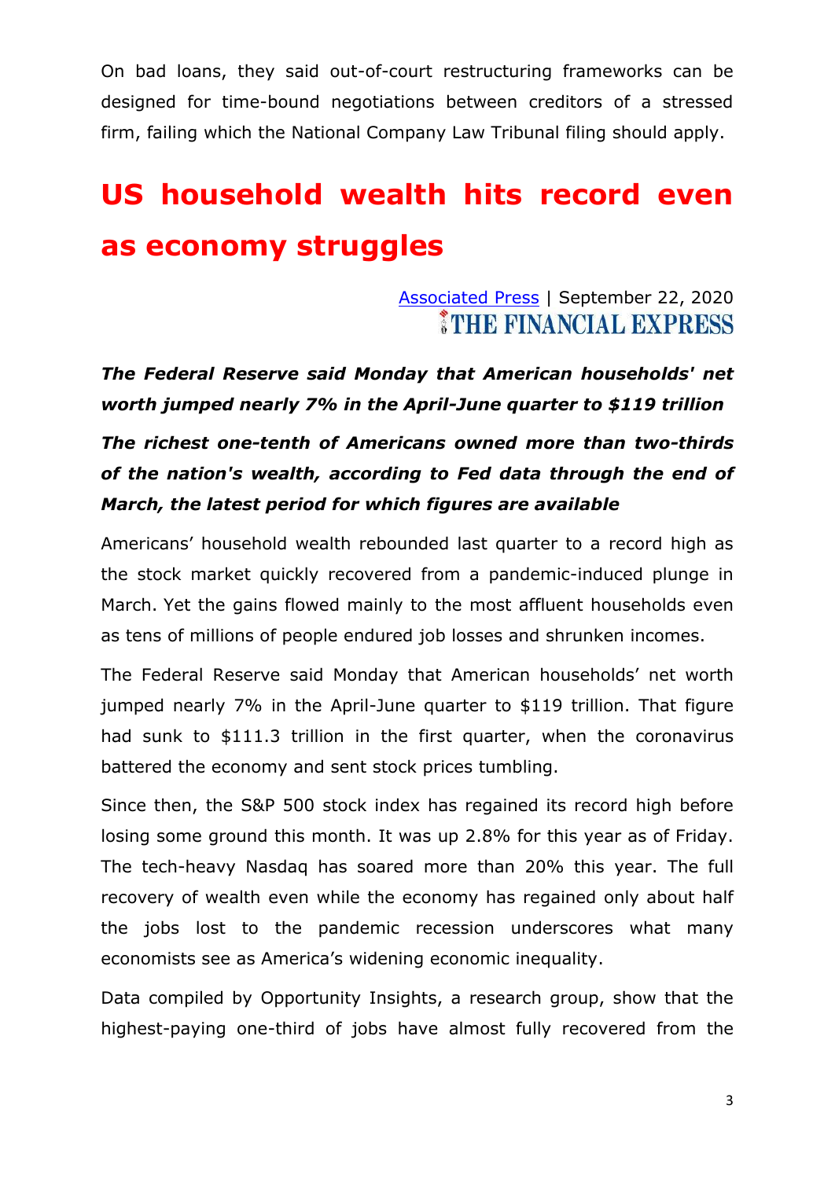On bad loans, they said out-of-court restructuring frameworks can be designed for time-bound negotiations between creditors of a stressed firm, failing which the National Company Law Tribunal filing should apply.

# US household wealth hits record even as economy struggles

Associated Press | September 22, 2020
THE FINANCIAL EXPRESS

***The Federal Reserve said Monday that American households' net worth jumped nearly 7% in the April-June quarter to $119 trillion***

***The richest one-tenth of Americans owned more than two-thirds of the nation's wealth, according to Fed data through the end of March, the latest period for which figures are available***

Americans' household wealth rebounded last quarter to a record high as the stock market quickly recovered from a pandemic-induced plunge in March. Yet the gains flowed mainly to the most affluent households even as tens of millions of people endured job losses and shrunken incomes.

The Federal Reserve said Monday that American households' net worth jumped nearly 7% in the April-June quarter to $119 trillion. That figure had sunk to $111.3 trillion in the first quarter, when the coronavirus battered the economy and sent stock prices tumbling.

Since then, the S&P 500 stock index has regained its record high before losing some ground this month. It was up 2.8% for this year as of Friday. The tech-heavy Nasdaq has soared more than 20% this year. The full recovery of wealth even while the economy has regained only about half the jobs lost to the pandemic recession underscores what many economists see as America's widening economic inequality.

Data compiled by Opportunity Insights, a research group, show that the highest-paying one-third of jobs have almost fully recovered from the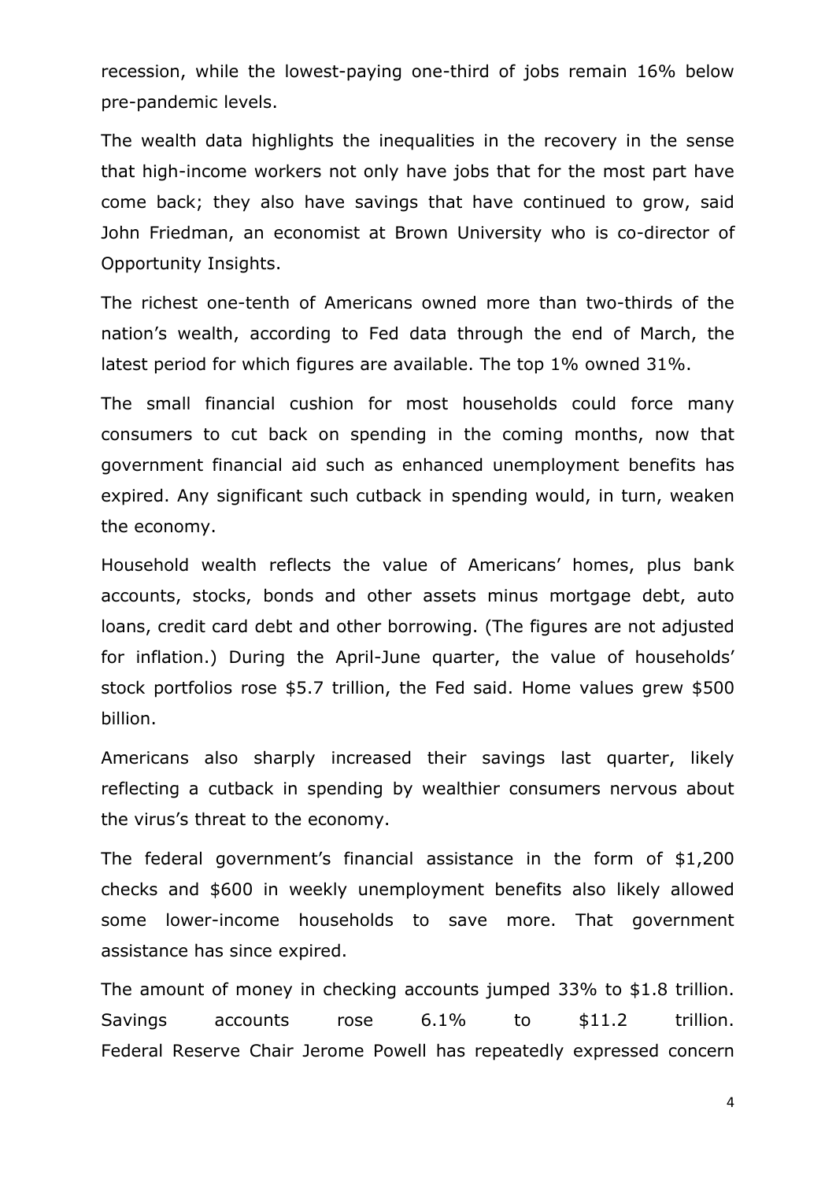recession, while the lowest-paying one-third of jobs remain 16% below pre-pandemic levels.

The wealth data highlights the inequalities in the recovery in the sense that high-income workers not only have jobs that for the most part have come back; they also have savings that have continued to grow, said John Friedman, an economist at Brown University who is co-director of Opportunity Insights.

The richest one-tenth of Americans owned more than two-thirds of the nation's wealth, according to Fed data through the end of March, the latest period for which figures are available. The top 1% owned 31%.

The small financial cushion for most households could force many consumers to cut back on spending in the coming months, now that government financial aid such as enhanced unemployment benefits has expired. Any significant such cutback in spending would, in turn, weaken the economy.

Household wealth reflects the value of Americans' homes, plus bank accounts, stocks, bonds and other assets minus mortgage debt, auto loans, credit card debt and other borrowing. (The figures are not adjusted for inflation.) During the April-June quarter, the value of households' stock portfolios rose $5.7 trillion, the Fed said. Home values grew $500 billion.

Americans also sharply increased their savings last quarter, likely reflecting a cutback in spending by wealthier consumers nervous about the virus's threat to the economy.

The federal government's financial assistance in the form of $1,200 checks and $600 in weekly unemployment benefits also likely allowed some lower-income households to save more. That government assistance has since expired.

The amount of money in checking accounts jumped 33% to $1.8 trillion. Savings accounts rose 6.1% to $11.2 trillion.
Federal Reserve Chair Jerome Powell has repeatedly expressed concern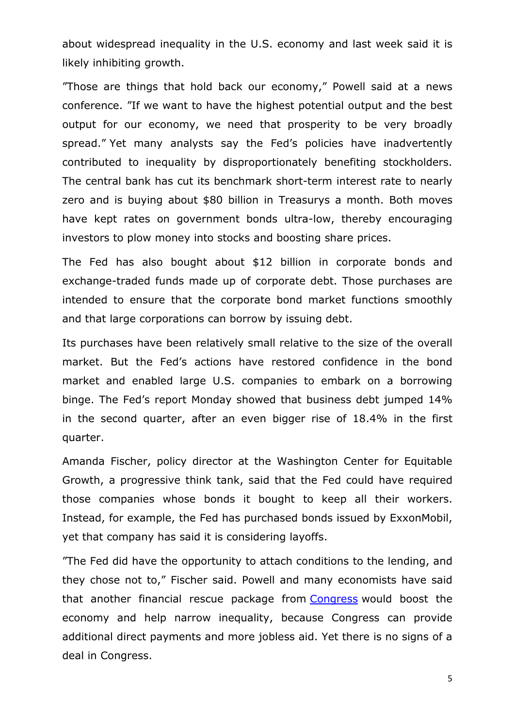about widespread inequality in the U.S. economy and last week said it is likely inhibiting growth.

"Those are things that hold back our economy," Powell said at a news conference. "If we want to have the highest potential output and the best output for our economy, we need that prosperity to be very broadly spread." Yet many analysts say the Fed's policies have inadvertently contributed to inequality by disproportionately benefiting stockholders. The central bank has cut its benchmark short-term interest rate to nearly zero and is buying about $80 billion in Treasurys a month. Both moves have kept rates on government bonds ultra-low, thereby encouraging investors to plow money into stocks and boosting share prices.

The Fed has also bought about $12 billion in corporate bonds and exchange-traded funds made up of corporate debt. Those purchases are intended to ensure that the corporate bond market functions smoothly and that large corporations can borrow by issuing debt.

Its purchases have been relatively small relative to the size of the overall market. But the Fed's actions have restored confidence in the bond market and enabled large U.S. companies to embark on a borrowing binge. The Fed's report Monday showed that business debt jumped 14% in the second quarter, after an even bigger rise of 18.4% in the first quarter.

Amanda Fischer, policy director at the Washington Center for Equitable Growth, a progressive think tank, said that the Fed could have required those companies whose bonds it bought to keep all their workers. Instead, for example, the Fed has purchased bonds issued by ExxonMobil, yet that company has said it is considering layoffs.

"The Fed did have the opportunity to attach conditions to the lending, and they chose not to," Fischer said. Powell and many economists have said that another financial rescue package from Congress would boost the economy and help narrow inequality, because Congress can provide additional direct payments and more jobless aid. Yet there is no signs of a deal in Congress.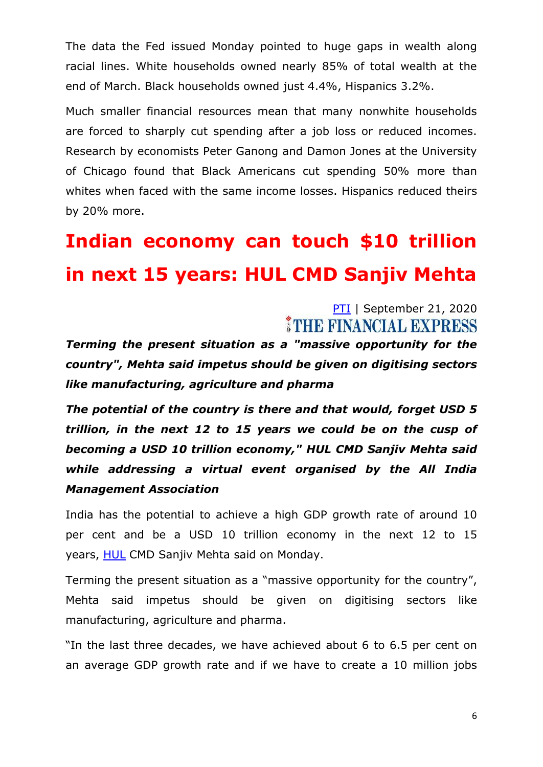The data the Fed issued Monday pointed to huge gaps in wealth along racial lines. White households owned nearly 85% of total wealth at the end of March. Black households owned just 4.4%, Hispanics 3.2%.

Much smaller financial resources mean that many nonwhite households are forced to sharply cut spending after a job loss or reduced incomes. Research by economists Peter Ganong and Damon Jones at the University of Chicago found that Black Americans cut spending 50% more than whites when faced with the same income losses. Hispanics reduced theirs by 20% more.

# Indian economy can touch $10 trillion in next 15 years: HUL CMD Sanjiv Mehta

PTI | September 21, 2020

THE FINANCIAL EXPRESS

***Terming the present situation as a "massive opportunity for the country", Mehta said impetus should be given on digitising sectors like manufacturing, agriculture and pharma***

***The potential of the country is there and that would, forget USD 5 trillion, in the next 12 to 15 years we could be on the cusp of becoming a USD 10 trillion economy," HUL CMD Sanjiv Mehta said while addressing a virtual event organised by the All India Management Association***

India has the potential to achieve a high GDP growth rate of around 10 per cent and be a USD 10 trillion economy in the next 12 to 15 years, HUL CMD Sanjiv Mehta said on Monday.

Terming the present situation as a "massive opportunity for the country", Mehta said impetus should be given on digitising sectors like manufacturing, agriculture and pharma.

"In the last three decades, we have achieved about 6 to 6.5 per cent on an average GDP growth rate and if we have to create a 10 million jobs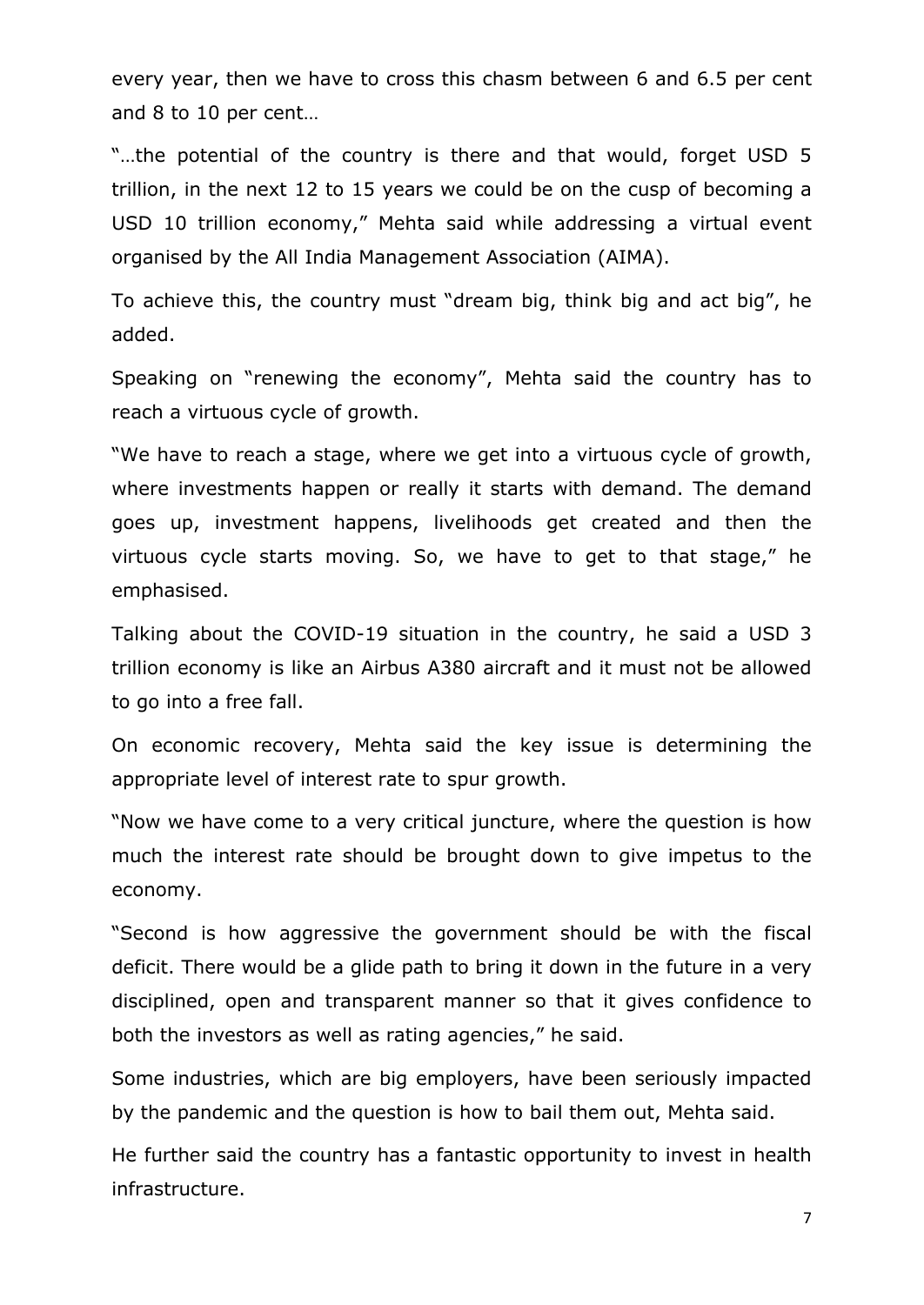every year, then we have to cross this chasm between 6 and 6.5 per cent and 8 to 10 per cent…

"…the potential of the country is there and that would, forget USD 5 trillion, in the next 12 to 15 years we could be on the cusp of becoming a USD 10 trillion economy," Mehta said while addressing a virtual event organised by the All India Management Association (AIMA).

To achieve this, the country must "dream big, think big and act big", he added.

Speaking on "renewing the economy", Mehta said the country has to reach a virtuous cycle of growth.

"We have to reach a stage, where we get into a virtuous cycle of growth, where investments happen or really it starts with demand. The demand goes up, investment happens, livelihoods get created and then the virtuous cycle starts moving. So, we have to get to that stage," he emphasised.

Talking about the COVID-19 situation in the country, he said a USD 3 trillion economy is like an Airbus A380 aircraft and it must not be allowed to go into a free fall.

On economic recovery, Mehta said the key issue is determining the appropriate level of interest rate to spur growth.

"Now we have come to a very critical juncture, where the question is how much the interest rate should be brought down to give impetus to the economy.

"Second is how aggressive the government should be with the fiscal deficit. There would be a glide path to bring it down in the future in a very disciplined, open and transparent manner so that it gives confidence to both the investors as well as rating agencies," he said.

Some industries, which are big employers, have been seriously impacted by the pandemic and the question is how to bail them out, Mehta said.

He further said the country has a fantastic opportunity to invest in health infrastructure.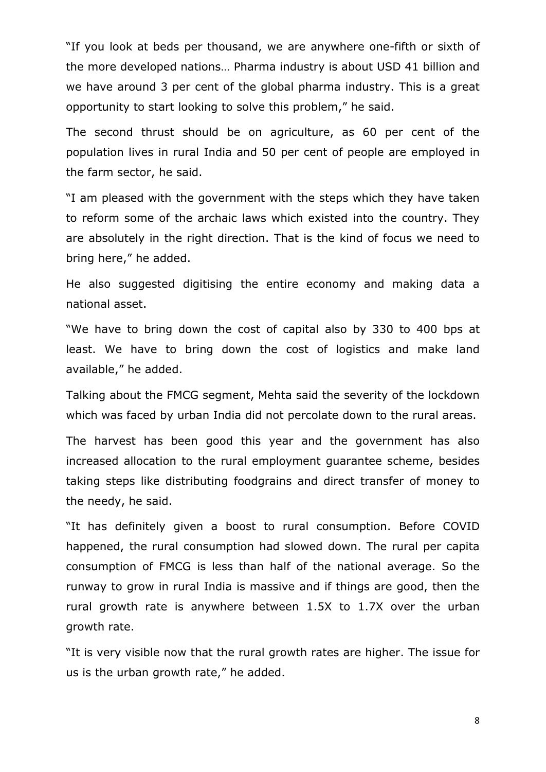"If you look at beds per thousand, we are anywhere one-fifth or sixth of the more developed nations… Pharma industry is about USD 41 billion and we have around 3 per cent of the global pharma industry. This is a great opportunity to start looking to solve this problem," he said.

The second thrust should be on agriculture, as 60 per cent of the population lives in rural India and 50 per cent of people are employed in the farm sector, he said.

"I am pleased with the government with the steps which they have taken to reform some of the archaic laws which existed into the country. They are absolutely in the right direction. That is the kind of focus we need to bring here," he added.

He also suggested digitising the entire economy and making data a national asset.

"We have to bring down the cost of capital also by 330 to 400 bps at least. We have to bring down the cost of logistics and make land available," he added.

Talking about the FMCG segment, Mehta said the severity of the lockdown which was faced by urban India did not percolate down to the rural areas.

The harvest has been good this year and the government has also increased allocation to the rural employment guarantee scheme, besides taking steps like distributing foodgrains and direct transfer of money to the needy, he said.

"It has definitely given a boost to rural consumption. Before COVID happened, the rural consumption had slowed down. The rural per capita consumption of FMCG is less than half of the national average. So the runway to grow in rural India is massive and if things are good, then the rural growth rate is anywhere between 1.5X to 1.7X over the urban growth rate.

"It is very visible now that the rural growth rates are higher. The issue for us is the urban growth rate," he added.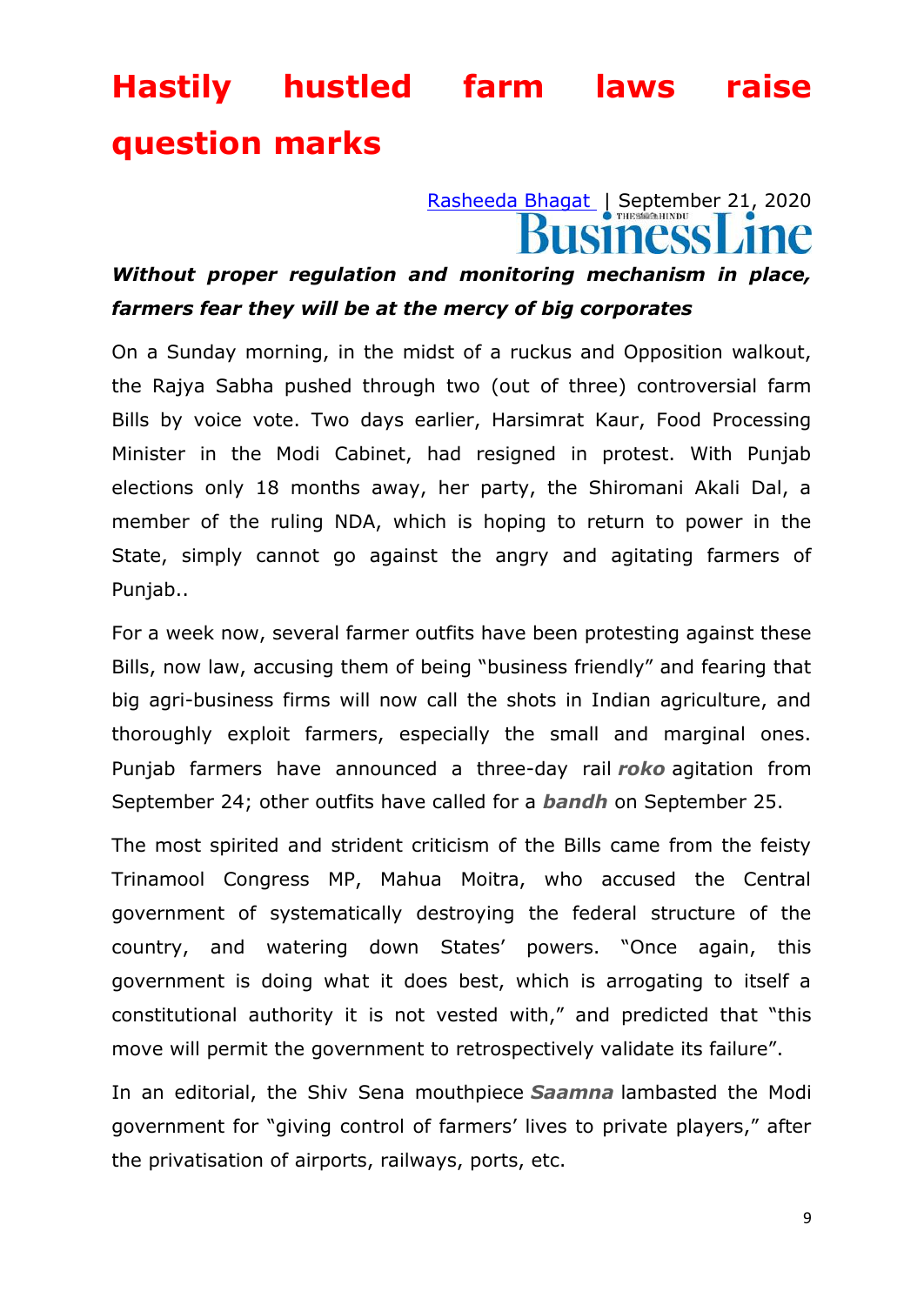# Hastily hustled farm laws raise question marks

[Rasheeda Bhagat](#) | September 21, 2020

BusinessLine

***Without proper regulation and monitoring mechanism in place, farmers fear they will be at the mercy of big corporates***

On a Sunday morning, in the midst of a ruckus and Opposition walkout, the Rajya Sabha pushed through two (out of three) controversial farm Bills by voice vote. Two days earlier, Harsimrat Kaur, Food Processing Minister in the Modi Cabinet, had resigned in protest. With Punjab elections only 18 months away, her party, the Shiromani Akali Dal, a member of the ruling NDA, which is hoping to return to power in the State, simply cannot go against the angry and agitating farmers of Punjab..

For a week now, several farmer outfits have been protesting against these Bills, now law, accusing them of being "business friendly" and fearing that big agri-business firms will now call the shots in Indian agriculture, and thoroughly exploit farmers, especially the small and marginal ones. Punjab farmers have announced a three-day rail ***roko*** agitation from September 24; other outfits have called for a ***bandh*** on September 25.

The most spirited and strident criticism of the Bills came from the feisty Trinamool Congress MP, Mahua Moitra, who accused the Central government of systematically destroying the federal structure of the country, and watering down States' powers. "Once again, this government is doing what it does best, which is arrogating to itself a constitutional authority it is not vested with," and predicted that "this move will permit the government to retrospectively validate its failure".

In an editorial, the Shiv Sena mouthpiece ***Saamna*** lambasted the Modi government for "giving control of farmers' lives to private players," after the privatisation of airports, railways, ports, etc.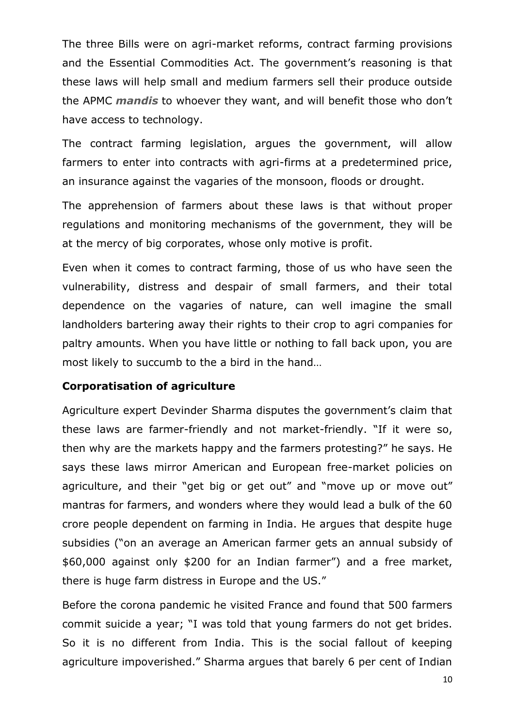The three Bills were on agri-market reforms, contract farming provisions and the Essential Commodities Act. The government's reasoning is that these laws will help small and medium farmers sell their produce outside the APMC ***mandis*** to whoever they want, and will benefit those who don't have access to technology.

The contract farming legislation, argues the government, will allow farmers to enter into contracts with agri-firms at a predetermined price, an insurance against the vagaries of the monsoon, floods or drought.

The apprehension of farmers about these laws is that without proper regulations and monitoring mechanisms of the government, they will be at the mercy of big corporates, whose only motive is profit.

Even when it comes to contract farming, those of us who have seen the vulnerability, distress and despair of small farmers, and their total dependence on the vagaries of nature, can well imagine the small landholders bartering away their rights to their crop to agri companies for paltry amounts. When you have little or nothing to fall back upon, you are most likely to succumb to the a bird in the hand…

## Corporatisation of agriculture

Agriculture expert Devinder Sharma disputes the government's claim that these laws are farmer-friendly and not market-friendly. "If it were so, then why are the markets happy and the farmers protesting?" he says. He says these laws mirror American and European free-market policies on agriculture, and their "get big or get out" and "move up or move out" mantras for farmers, and wonders where they would lead a bulk of the 60 crore people dependent on farming in India. He argues that despite huge subsidies ("on an average an American farmer gets an annual subsidy of $60,000 against only $200 for an Indian farmer") and a free market, there is huge farm distress in Europe and the US."

Before the corona pandemic he visited France and found that 500 farmers commit suicide a year; "I was told that young farmers do not get brides. So it is no different from India. This is the social fallout of keeping agriculture impoverished." Sharma argues that barely 6 per cent of Indian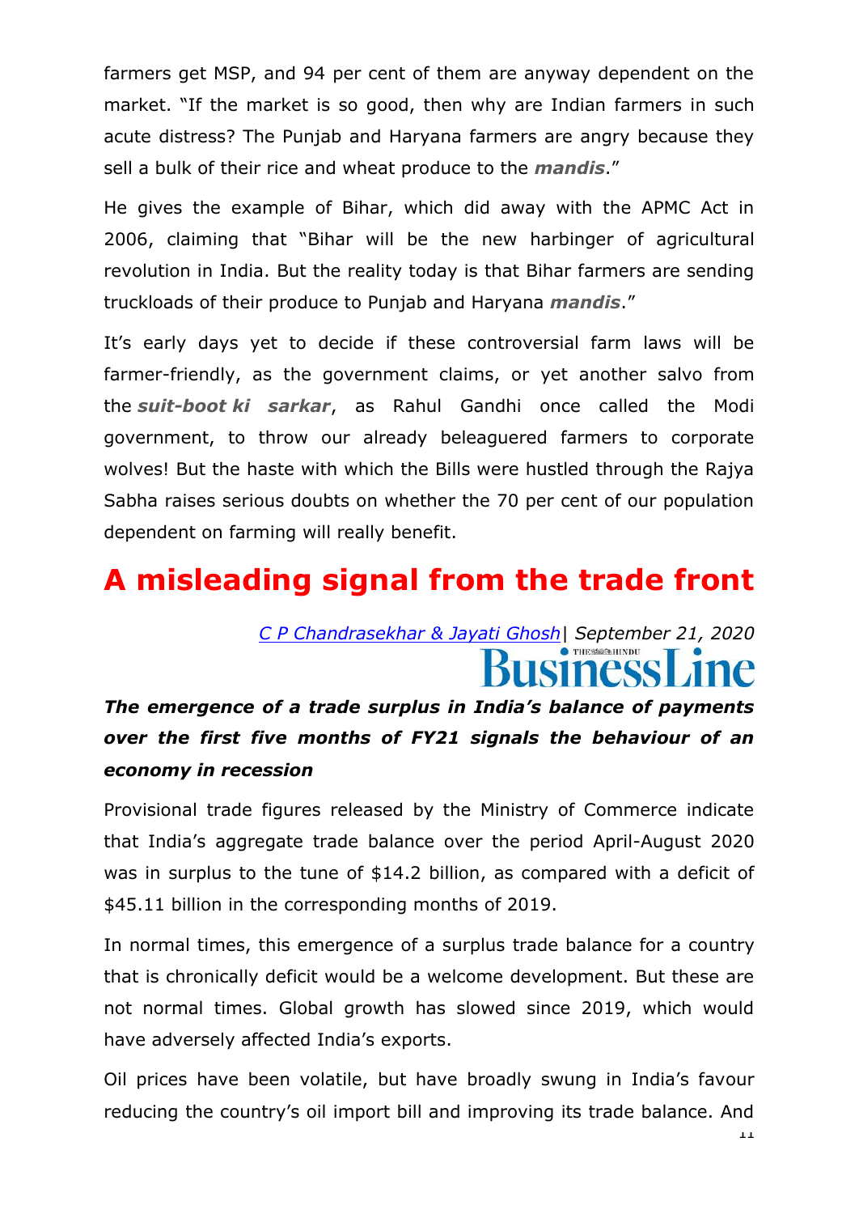farmers get MSP, and 94 per cent of them are anyway dependent on the market. "If the market is so good, then why are Indian farmers in such acute distress? The Punjab and Haryana farmers are angry because they sell a bulk of their rice and wheat produce to the ***mandis***."

He gives the example of Bihar, which did away with the APMC Act in 2006, claiming that "Bihar will be the new harbinger of agricultural revolution in India. But the reality today is that Bihar farmers are sending truckloads of their produce to Punjab and Haryana ***mandis***."

It's early days yet to decide if these controversial farm laws will be farmer-friendly, as the government claims, or yet another salvo from the ***suit-boot ki sarkar***, as Rahul Gandhi once called the Modi government, to throw our already beleaguered farmers to corporate wolves! But the haste with which the Bills were hustled through the Rajya Sabha raises serious doubts on whether the 70 per cent of our population dependent on farming will really benefit.

# A misleading signal from the trade front

*C P Chandrasekhar & Jayati Ghosh*| *September 21, 2020*

BusinessLine

***The emergence of a trade surplus in India's balance of payments over the first five months of FY21 signals the behaviour of an economy in recession***

Provisional trade figures released by the Ministry of Commerce indicate that India's aggregate trade balance over the period April-August 2020 was in surplus to the tune of $14.2 billion, as compared with a deficit of $45.11 billion in the corresponding months of 2019.

In normal times, this emergence of a surplus trade balance for a country that is chronically deficit would be a welcome development. But these are not normal times. Global growth has slowed since 2019, which would have adversely affected India's exports.

Oil prices have been volatile, but have broadly swung in India's favour reducing the country's oil import bill and improving its trade balance. And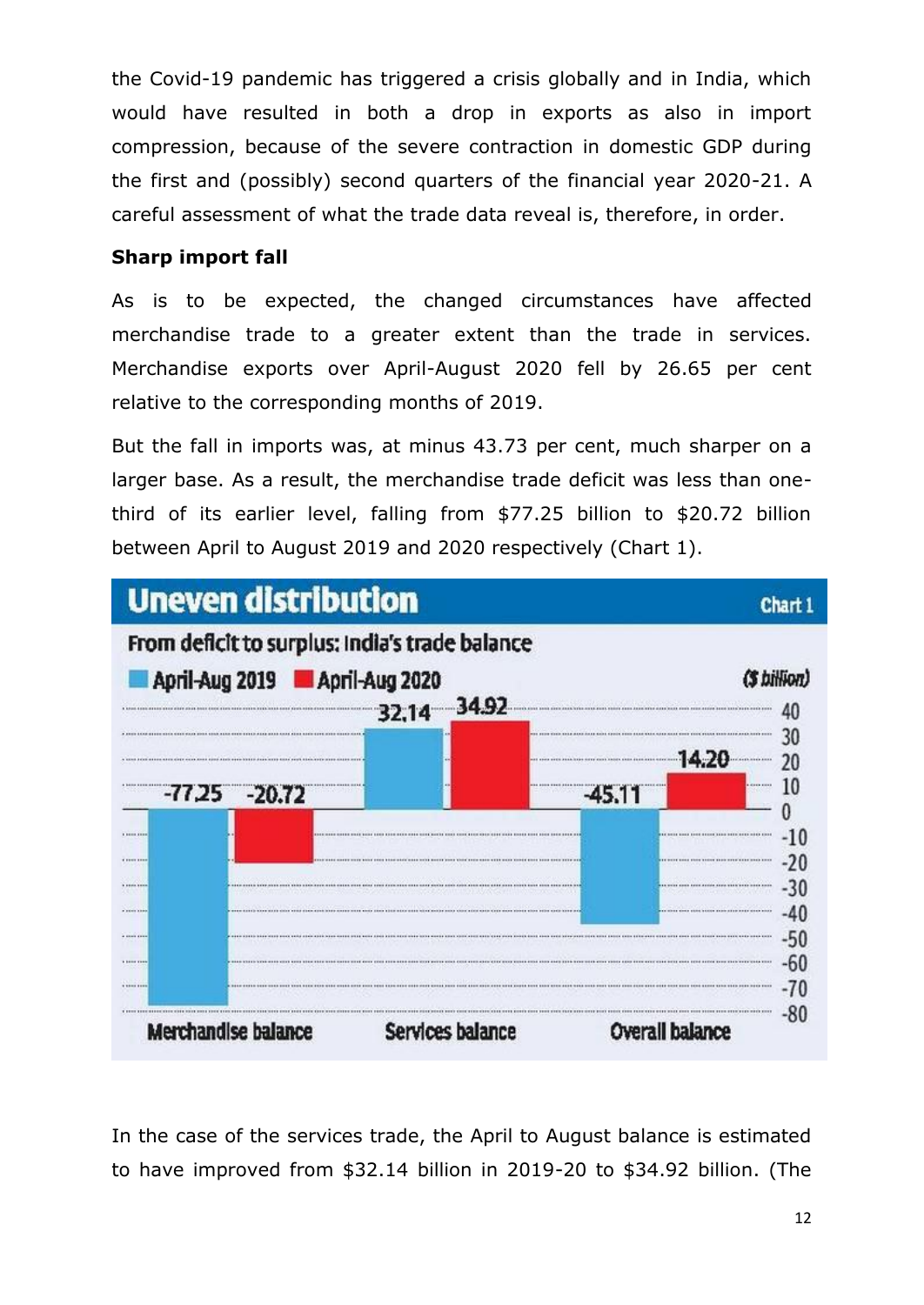the Covid-19 pandemic has triggered a crisis globally and in India, which would have resulted in both a drop in exports as also in import compression, because of the severe contraction in domestic GDP during the first and (possibly) second quarters of the financial year 2020-21. A careful assessment of what the trade data reveal is, therefore, in order.

**Sharp import fall**

As is to be expected, the changed circumstances have affected merchandise trade to a greater extent than the trade in services. Merchandise exports over April-August 2020 fell by 26.65 per cent relative to the corresponding months of 2019.

But the fall in imports was, at minus 43.73 per cent, much sharper on a larger base. As a result, the merchandise trade deficit was less than one-third of its earlier level, falling from $77.25 billion to $20.72 billion between April to August 2019 and 2020 respectively (Chart 1).

**Uneven distribution** — Chart 1

From deficit to surplus: India's trade balance ($ billion)

| | April-Aug 2019 | April-Aug 2020 |
|---|---|---|
| Merchandise balance | -77.25 | -20.72 |
| Services balance | 32.14 | 34.92 |
| Overall balance | -45.11 | 14.20 |

In the case of the services trade, the April to August balance is estimated to have improved from $32.14 billion in 2019-20 to $34.92 billion. (The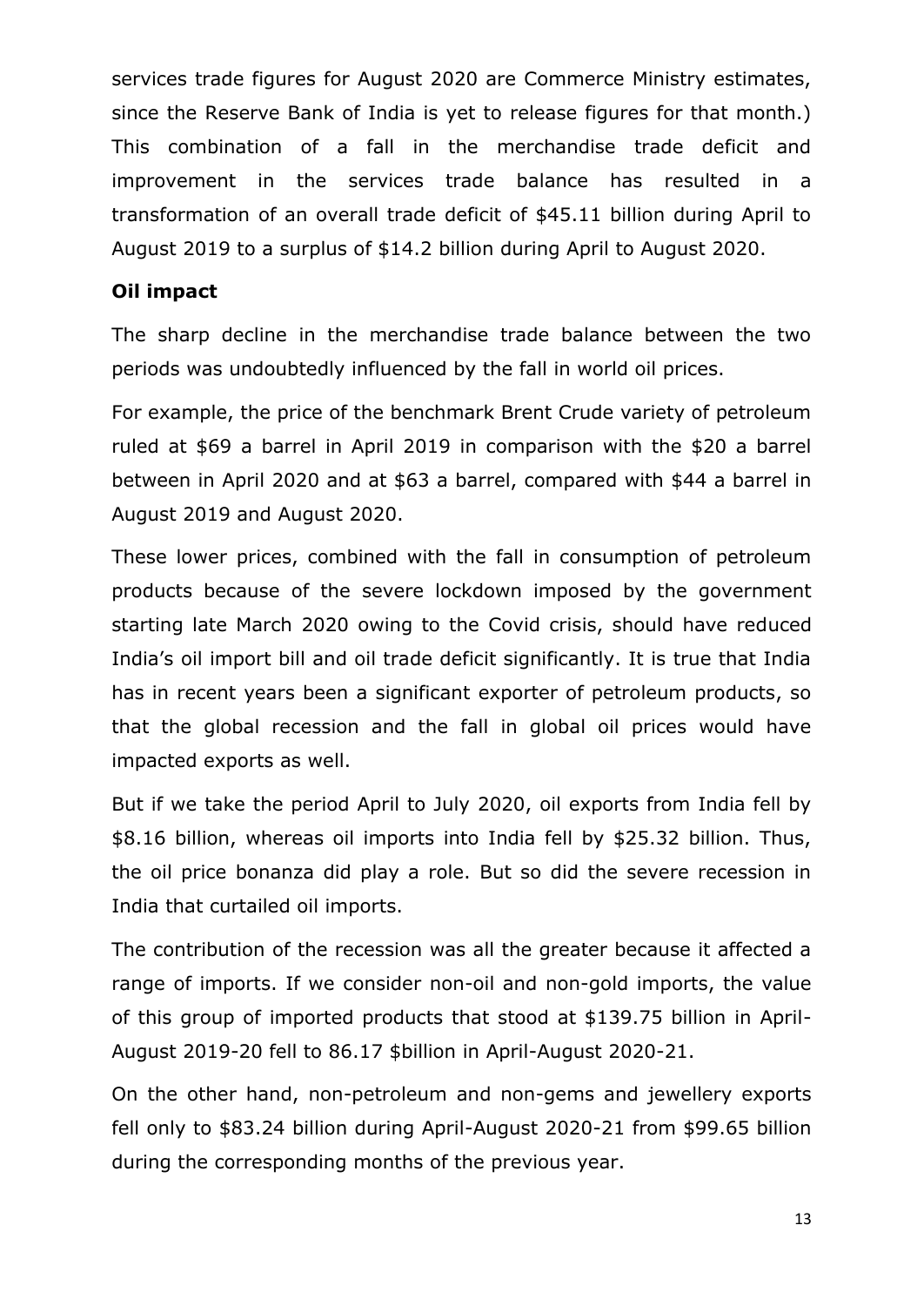services trade figures for August 2020 are Commerce Ministry estimates, since the Reserve Bank of India is yet to release figures for that month.) This combination of a fall in the merchandise trade deficit and improvement in the services trade balance has resulted in a transformation of an overall trade deficit of $45.11 billion during April to August 2019 to a surplus of $14.2 billion during April to August 2020.

**Oil impact**

The sharp decline in the merchandise trade balance between the two periods was undoubtedly influenced by the fall in world oil prices.

For example, the price of the benchmark Brent Crude variety of petroleum ruled at $69 a barrel in April 2019 in comparison with the $20 a barrel between in April 2020 and at $63 a barrel, compared with $44 a barrel in August 2019 and August 2020.

These lower prices, combined with the fall in consumption of petroleum products because of the severe lockdown imposed by the government starting late March 2020 owing to the Covid crisis, should have reduced India's oil import bill and oil trade deficit significantly. It is true that India has in recent years been a significant exporter of petroleum products, so that the global recession and the fall in global oil prices would have impacted exports as well.

But if we take the period April to July 2020, oil exports from India fell by $8.16 billion, whereas oil imports into India fell by $25.32 billion. Thus, the oil price bonanza did play a role. But so did the severe recession in India that curtailed oil imports.

The contribution of the recession was all the greater because it affected a range of imports. If we consider non-oil and non-gold imports, the value of this group of imported products that stood at $139.75 billion in April-August 2019-20 fell to 86.17 $billion in April-August 2020-21.

On the other hand, non-petroleum and non-gems and jewellery exports fell only to $83.24 billion during April-August 2020-21 from $99.65 billion during the corresponding months of the previous year.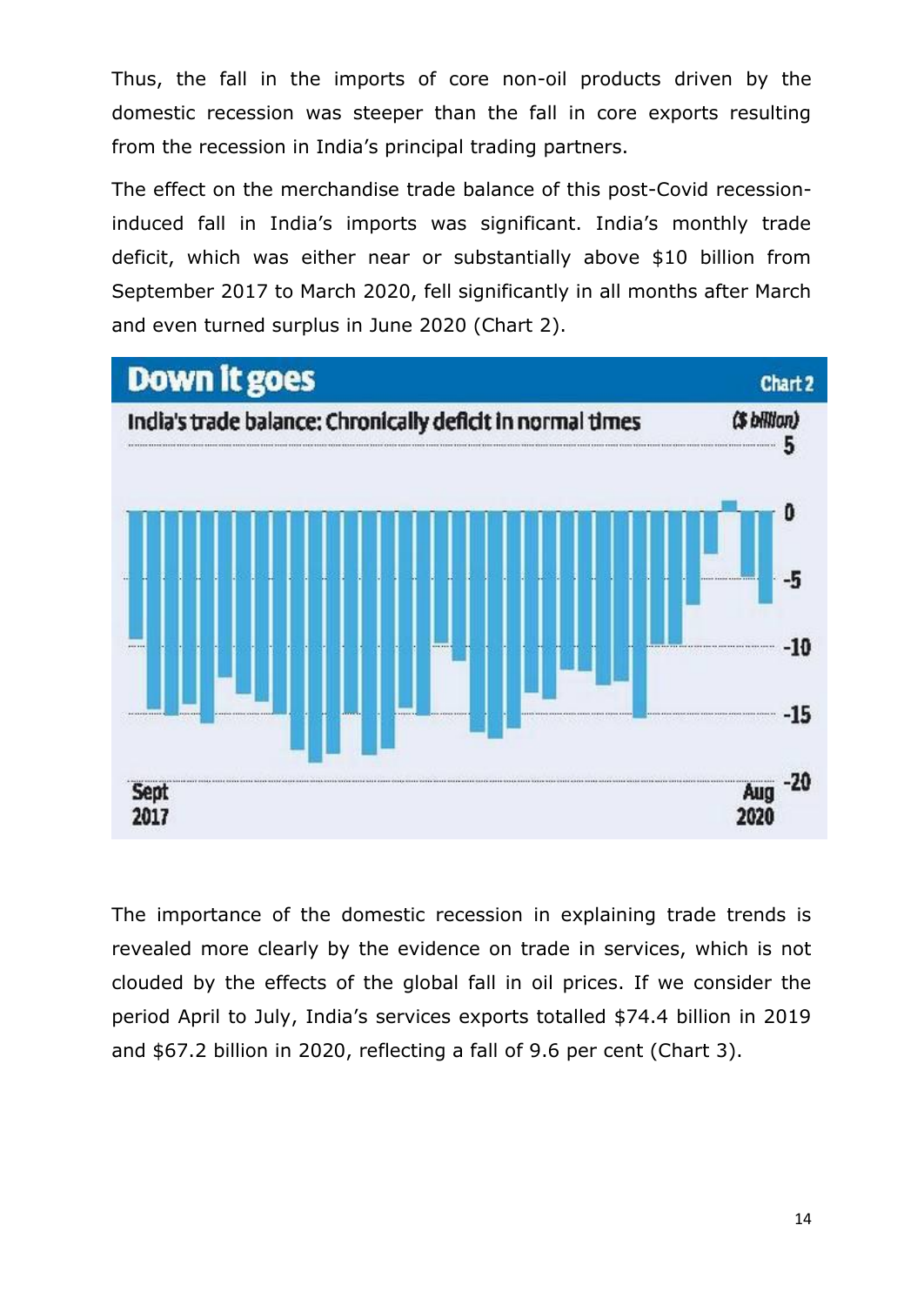Thus, the fall in the imports of core non-oil products driven by the domestic recession was steeper than the fall in core exports resulting from the recession in India's principal trading partners.

The effect on the merchandise trade balance of this post-Covid recession-induced fall in India's imports was significant. India's monthly trade deficit, which was either near or substantially above $10 billion from September 2017 to March 2020, fell significantly in all months after March and even turned surplus in June 2020 (Chart 2).

The importance of the domestic recession in explaining trade trends is revealed more clearly by the evidence on trade in services, which is not clouded by the effects of the global fall in oil prices. If we consider the period April to July, India's services exports totalled $74.4 billion in 2019 and $67.2 billion in 2020, reflecting a fall of 9.6 per cent (Chart 3).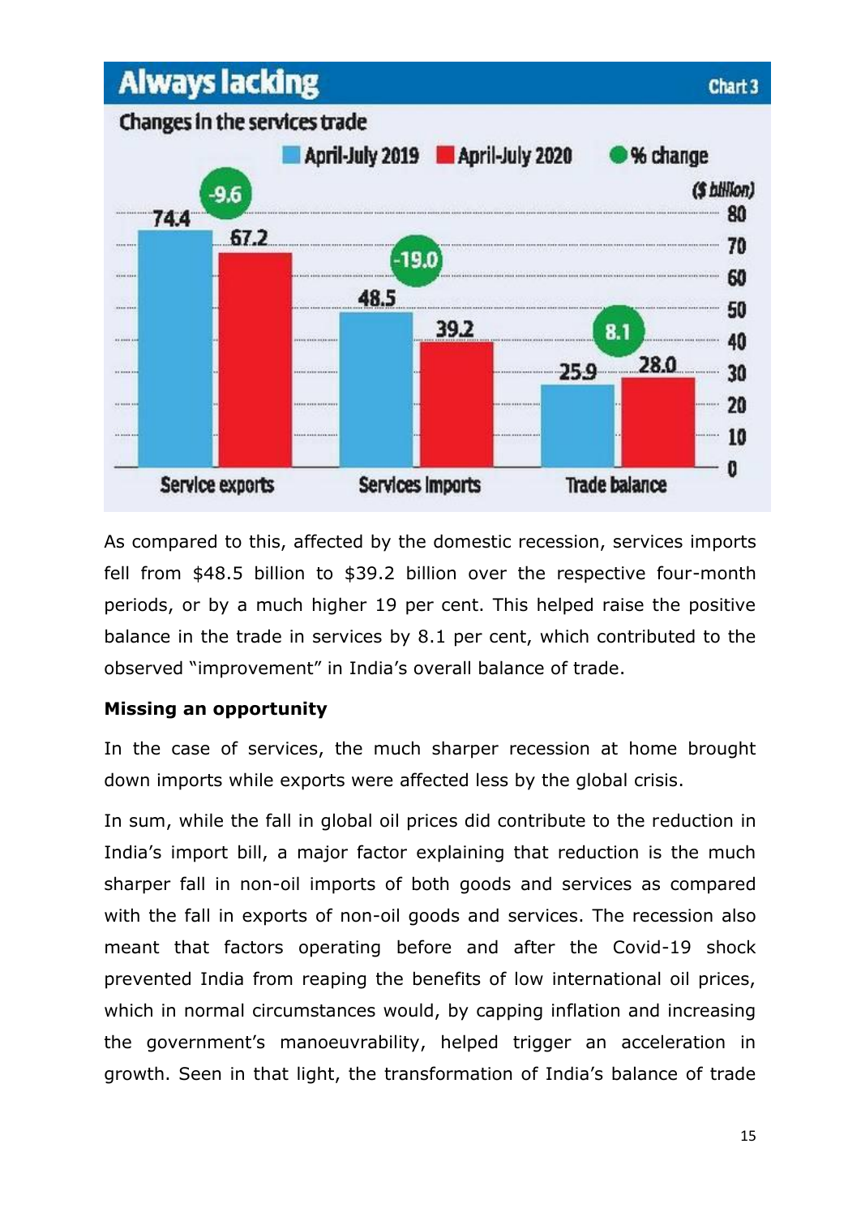**Always lacking** — Chart 3

Changes in the services trade

($ billion)

| | April-July 2019 | April-July 2020 | % change |
|---|---|---|---|
| Service exports | 74.4 | 67.2 | -9.6 |
| Services imports | 48.5 | 39.2 | -19.0 |
| Trade balance | 25.9 | 28.0 | 8.1 |

As compared to this, affected by the domestic recession, services imports fell from $48.5 billion to $39.2 billion over the respective four-month periods, or by a much higher 19 per cent. This helped raise the positive balance in the trade in services by 8.1 per cent, which contributed to the observed "improvement" in India's overall balance of trade.

**Missing an opportunity**

In the case of services, the much sharper recession at home brought down imports while exports were affected less by the global crisis.

In sum, while the fall in global oil prices did contribute to the reduction in India's import bill, a major factor explaining that reduction is the much sharper fall in non-oil imports of both goods and services as compared with the fall in exports of non-oil goods and services. The recession also meant that factors operating before and after the Covid-19 shock prevented India from reaping the benefits of low international oil prices, which in normal circumstances would, by capping inflation and increasing the government's manoeuvrability, helped trigger an acceleration in growth. Seen in that light, the transformation of India's balance of trade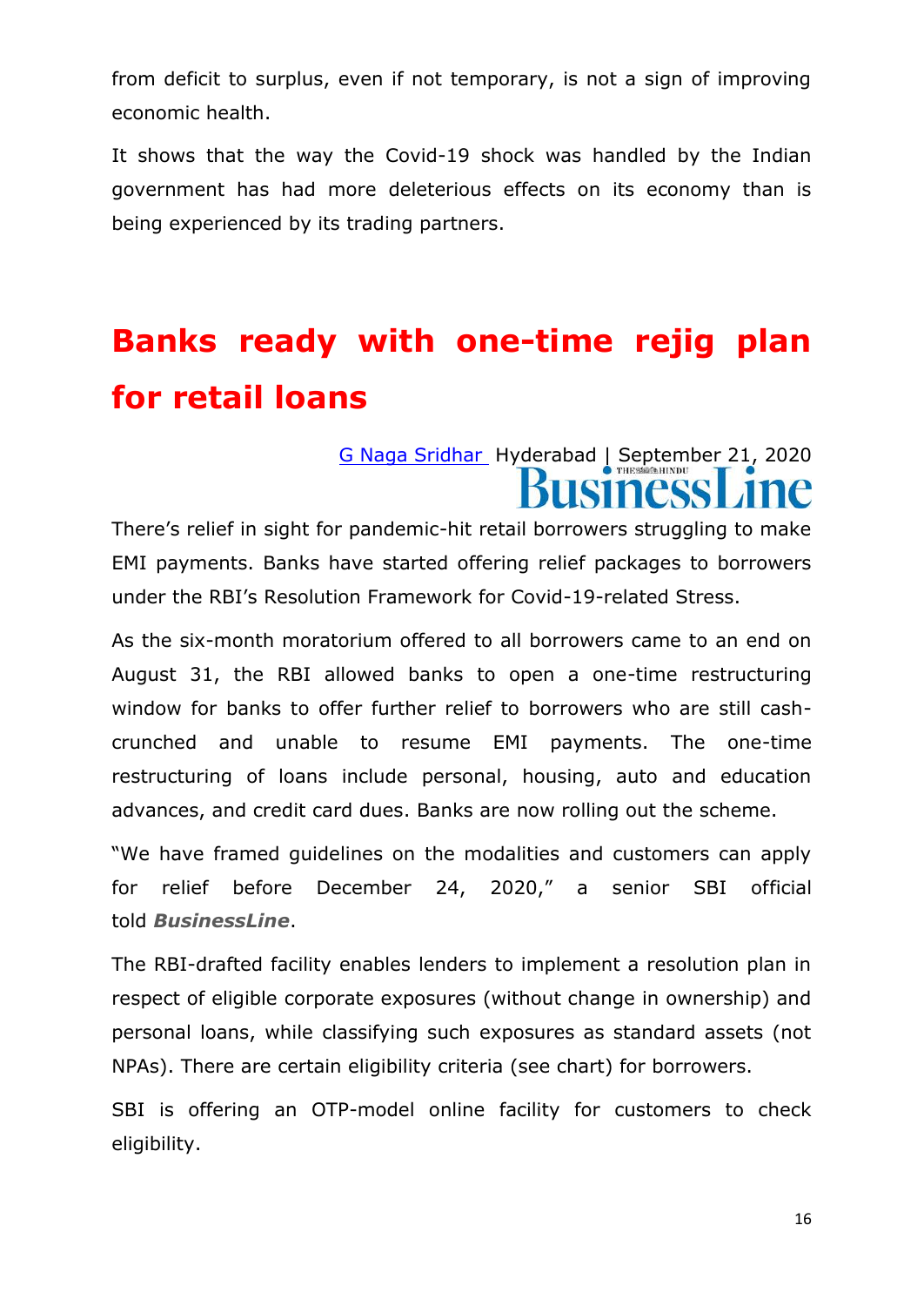from deficit to surplus, even if not temporary, is not a sign of improving economic health.

It shows that the way the Covid-19 shock was handled by the Indian government has had more deleterious effects on its economy than is being experienced by its trading partners.

# Banks ready with one-time rejig plan for retail loans

G Naga Sridhar Hyderabad | September 21, 2020

BusinessLine

There's relief in sight for pandemic-hit retail borrowers struggling to make EMI payments. Banks have started offering relief packages to borrowers under the RBI's Resolution Framework for Covid-19-related Stress.

As the six-month moratorium offered to all borrowers came to an end on August 31, the RBI allowed banks to open a one-time restructuring window for banks to offer further relief to borrowers who are still cash-crunched and unable to resume EMI payments. The one-time restructuring of loans include personal, housing, auto and education advances, and credit card dues. Banks are now rolling out the scheme.

"We have framed guidelines on the modalities and customers can apply for relief before December 24, 2020," a senior SBI official told ***BusinessLine***.

The RBI-drafted facility enables lenders to implement a resolution plan in respect of eligible corporate exposures (without change in ownership) and personal loans, while classifying such exposures as standard assets (not NPAs). There are certain eligibility criteria (see chart) for borrowers.

SBI is offering an OTP-model online facility for customers to check eligibility.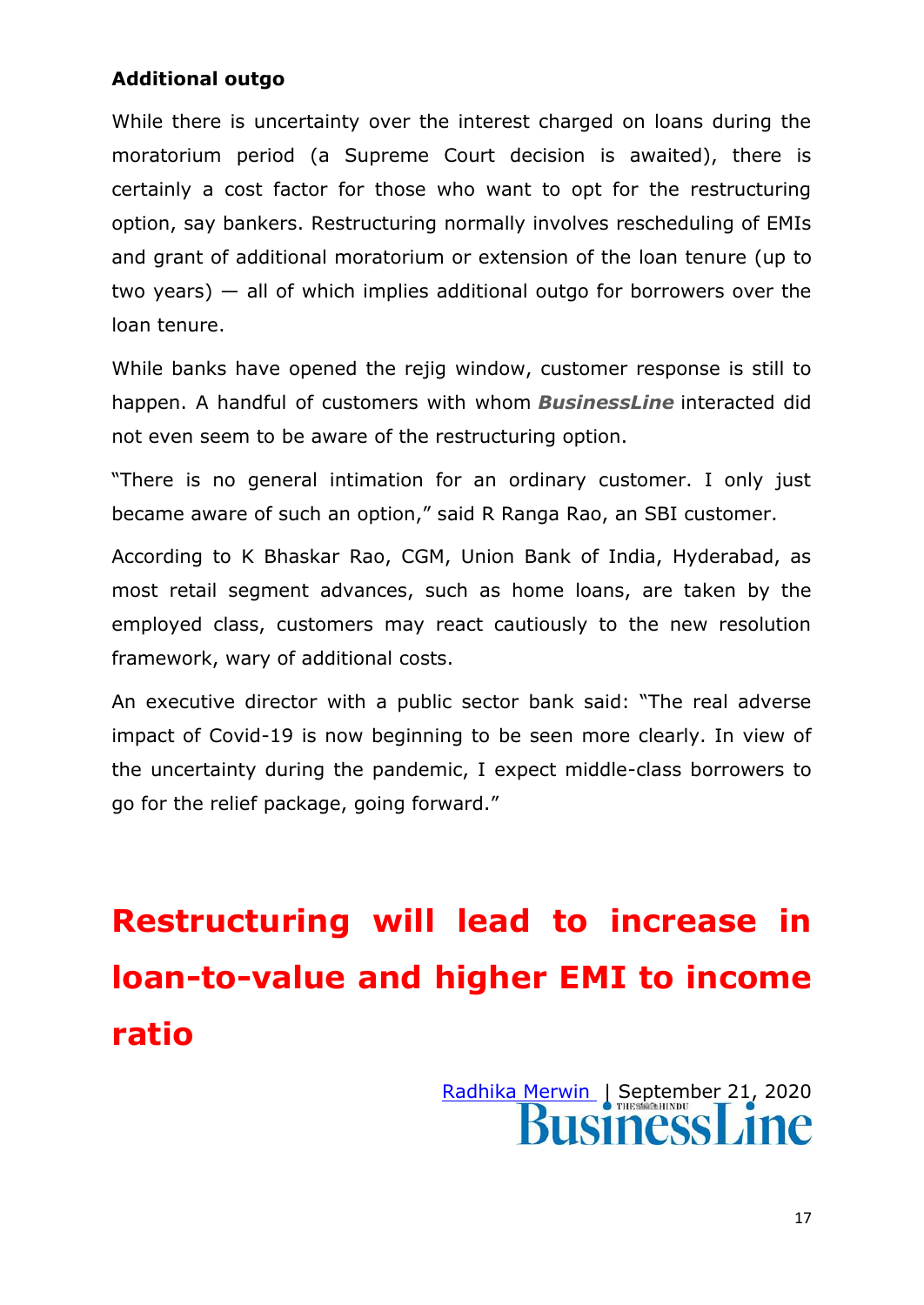### Additional outgo

While there is uncertainty over the interest charged on loans during the moratorium period (a Supreme Court decision is awaited), there is certainly a cost factor for those who want to opt for the restructuring option, say bankers. Restructuring normally involves rescheduling of EMIs and grant of additional moratorium or extension of the loan tenure (up to two years) — all of which implies additional outgo for borrowers over the loan tenure.

While banks have opened the rejig window, customer response is still to happen. A handful of customers with whom ***BusinessLine*** interacted did not even seem to be aware of the restructuring option.

"There is no general intimation for an ordinary customer. I only just became aware of such an option," said R Ranga Rao, an SBI customer.

According to K Bhaskar Rao, CGM, Union Bank of India, Hyderabad, as most retail segment advances, such as home loans, are taken by the employed class, customers may react cautiously to the new resolution framework, wary of additional costs.

An executive director with a public sector bank said: "The real adverse impact of Covid-19 is now beginning to be seen more clearly. In view of the uncertainty during the pandemic, I expect middle-class borrowers to go for the relief package, going forward."

# Restructuring will lead to increase in loan-to-value and higher EMI to income ratio

Radhika Merwin | September 21, 2020

BusinessLine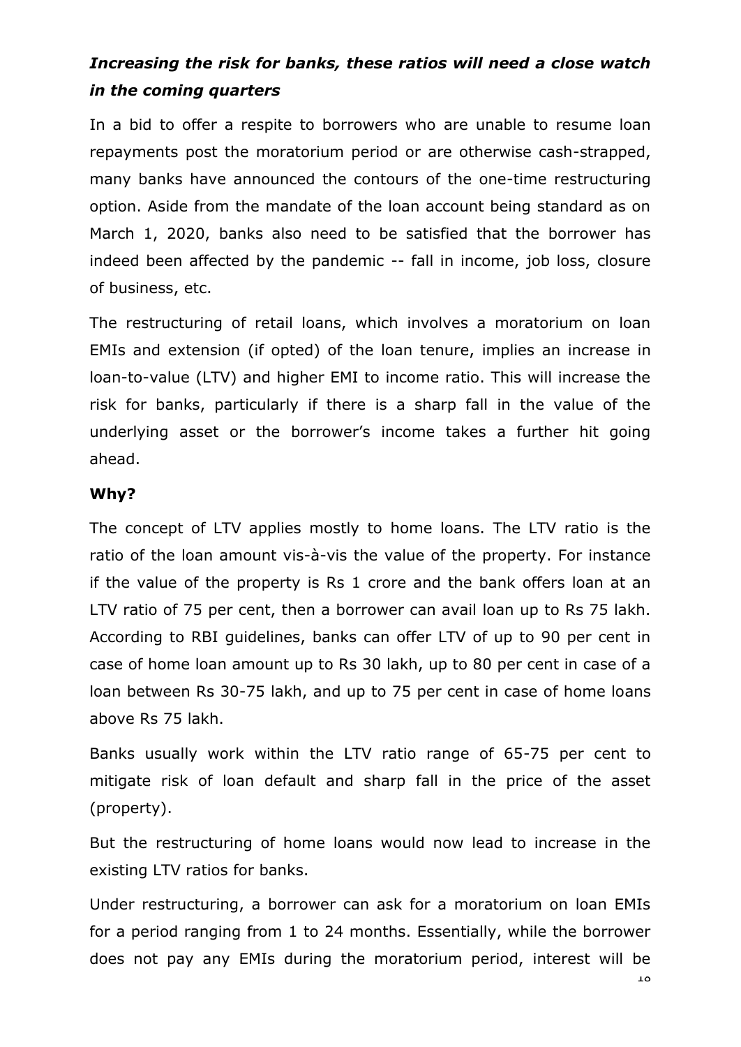### *Increasing the risk for banks, these ratios will need a close watch in the coming quarters*

In a bid to offer a respite to borrowers who are unable to resume loan repayments post the moratorium period or are otherwise cash-strapped, many banks have announced the contours of the one-time restructuring option. Aside from the mandate of the loan account being standard as on March 1, 2020, banks also need to be satisfied that the borrower has indeed been affected by the pandemic -- fall in income, job loss, closure of business, etc.

The restructuring of retail loans, which involves a moratorium on loan EMIs and extension (if opted) of the loan tenure, implies an increase in loan-to-value (LTV) and higher EMI to income ratio. This will increase the risk for banks, particularly if there is a sharp fall in the value of the underlying asset or the borrower's income takes a further hit going ahead.

**Why?**

The concept of LTV applies mostly to home loans. The LTV ratio is the ratio of the loan amount vis-à-vis the value of the property. For instance if the value of the property is Rs 1 crore and the bank offers loan at an LTV ratio of 75 per cent, then a borrower can avail loan up to Rs 75 lakh. According to RBI guidelines, banks can offer LTV of up to 90 per cent in case of home loan amount up to Rs 30 lakh, up to 80 per cent in case of a loan between Rs 30-75 lakh, and up to 75 per cent in case of home loans above Rs 75 lakh.

Banks usually work within the LTV ratio range of 65-75 per cent to mitigate risk of loan default and sharp fall in the price of the asset (property).

But the restructuring of home loans would now lead to increase in the existing LTV ratios for banks.

Under restructuring, a borrower can ask for a moratorium on loan EMIs for a period ranging from 1 to 24 months. Essentially, while the borrower does not pay any EMIs during the moratorium period, interest will be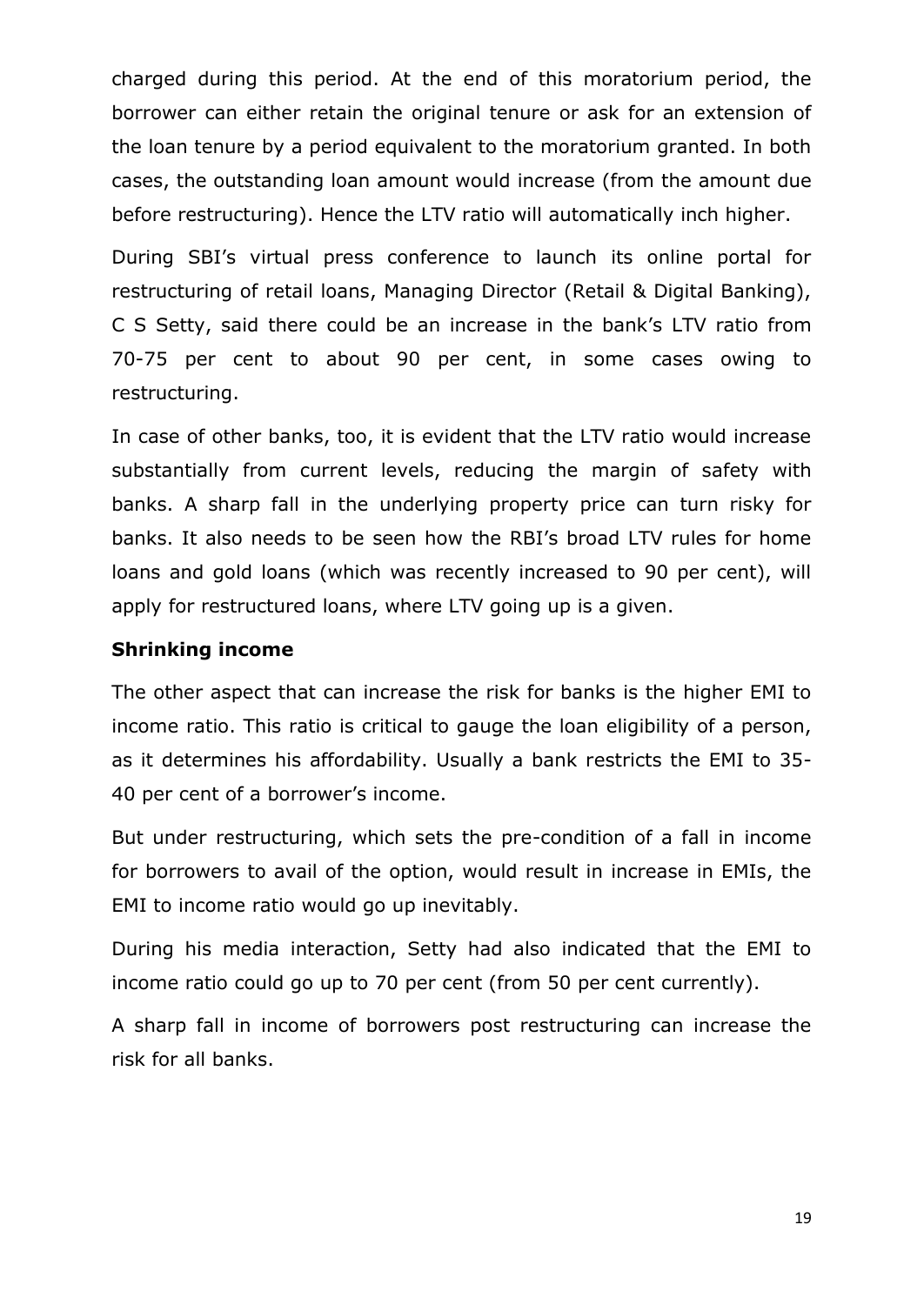charged during this period. At the end of this moratorium period, the borrower can either retain the original tenure or ask for an extension of the loan tenure by a period equivalent to the moratorium granted. In both cases, the outstanding loan amount would increase (from the amount due before restructuring). Hence the LTV ratio will automatically inch higher.

During SBI's virtual press conference to launch its online portal for restructuring of retail loans, Managing Director (Retail & Digital Banking), C S Setty, said there could be an increase in the bank's LTV ratio from 70-75 per cent to about 90 per cent, in some cases owing to restructuring.

In case of other banks, too, it is evident that the LTV ratio would increase substantially from current levels, reducing the margin of safety with banks. A sharp fall in the underlying property price can turn risky for banks. It also needs to be seen how the RBI's broad LTV rules for home loans and gold loans (which was recently increased to 90 per cent), will apply for restructured loans, where LTV going up is a given.

**Shrinking income**

The other aspect that can increase the risk for banks is the higher EMI to income ratio. This ratio is critical to gauge the loan eligibility of a person, as it determines his affordability. Usually a bank restricts the EMI to 35-40 per cent of a borrower's income.

But under restructuring, which sets the pre-condition of a fall in income for borrowers to avail of the option, would result in increase in EMIs, the EMI to income ratio would go up inevitably.

During his media interaction, Setty had also indicated that the EMI to income ratio could go up to 70 per cent (from 50 per cent currently).

A sharp fall in income of borrowers post restructuring can increase the risk for all banks.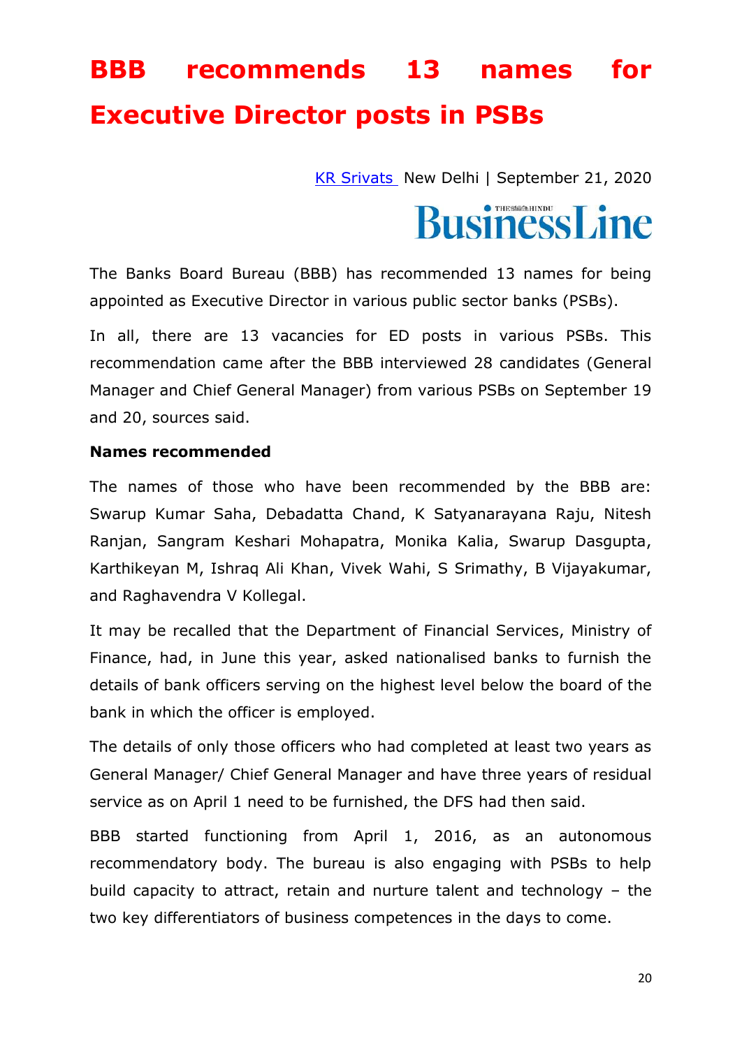# BBB recommends 13 names for Executive Director posts in PSBs

[KR Srivats](#) New Delhi | September 21, 2020

BusinessLine

The Banks Board Bureau (BBB) has recommended 13 names for being appointed as Executive Director in various public sector banks (PSBs).

In all, there are 13 vacancies for ED posts in various PSBs. This recommendation came after the BBB interviewed 28 candidates (General Manager and Chief General Manager) from various PSBs on September 19 and 20, sources said.

**Names recommended**

The names of those who have been recommended by the BBB are: Swarup Kumar Saha, Debadatta Chand, K Satyanarayana Raju, Nitesh Ranjan, Sangram Keshari Mohapatra, Monika Kalia, Swarup Dasgupta, Karthikeyan M, Ishraq Ali Khan, Vivek Wahi, S Srimathy, B Vijayakumar, and Raghavendra V Kollegal.

It may be recalled that the Department of Financial Services, Ministry of Finance, had, in June this year, asked nationalised banks to furnish the details of bank officers serving on the highest level below the board of the bank in which the officer is employed.

The details of only those officers who had completed at least two years as General Manager/ Chief General Manager and have three years of residual service as on April 1 need to be furnished, the DFS had then said.

BBB started functioning from April 1, 2016, as an autonomous recommendatory body. The bureau is also engaging with PSBs to help build capacity to attract, retain and nurture talent and technology – the two key differentiators of business competences in the days to come.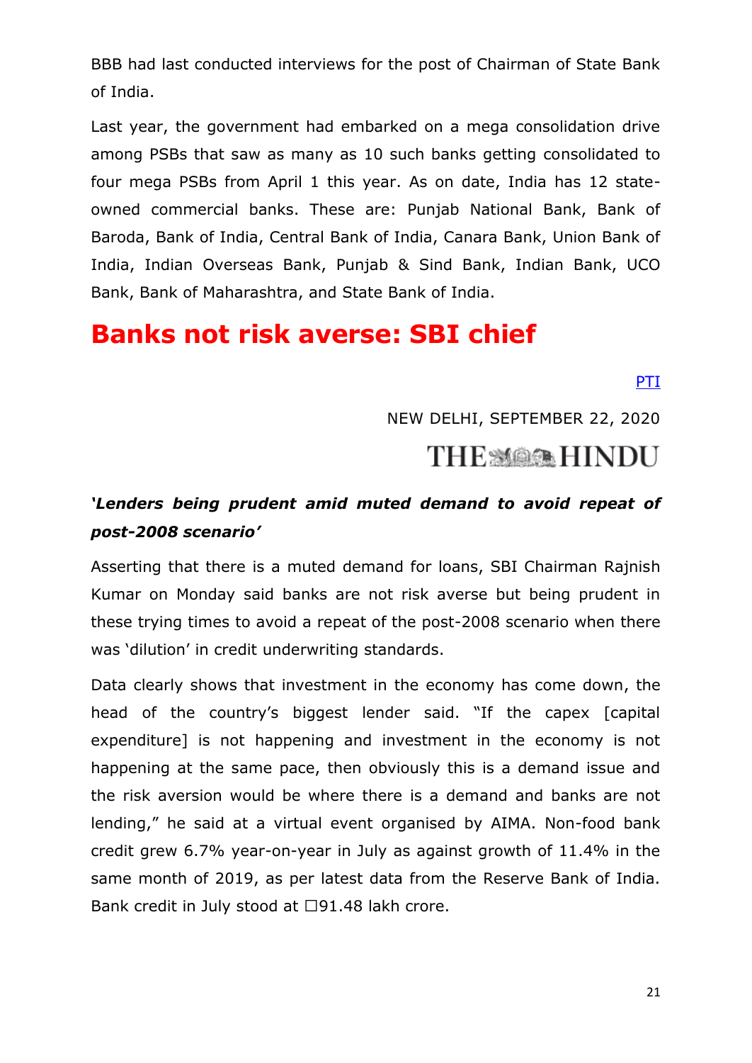BBB had last conducted interviews for the post of Chairman of State Bank of India.

Last year, the government had embarked on a mega consolidation drive among PSBs that saw as many as 10 such banks getting consolidated to four mega PSBs from April 1 this year. As on date, India has 12 state-owned commercial banks. These are: Punjab National Bank, Bank of Baroda, Bank of India, Central Bank of India, Canara Bank, Union Bank of India, Indian Overseas Bank, Punjab & Sind Bank, Indian Bank, UCO Bank, Bank of Maharashtra, and State Bank of India.

# Banks not risk averse: SBI chief

PTI

NEW DELHI, SEPTEMBER 22, 2020

THE HINDU

***'Lenders being prudent amid muted demand to avoid repeat of post-2008 scenario'***

Asserting that there is a muted demand for loans, SBI Chairman Rajnish Kumar on Monday said banks are not risk averse but being prudent in these trying times to avoid a repeat of the post-2008 scenario when there was 'dilution' in credit underwriting standards.

Data clearly shows that investment in the economy has come down, the head of the country's biggest lender said. "If the capex [capital expenditure] is not happening and investment in the economy is not happening at the same pace, then obviously this is a demand issue and the risk aversion would be where there is a demand and banks are not lending," he said at a virtual event organised by AIMA. Non-food bank credit grew 6.7% year-on-year in July as against growth of 11.4% in the same month of 2019, as per latest data from the Reserve Bank of India. Bank credit in July stood at ☐91.48 lakh crore.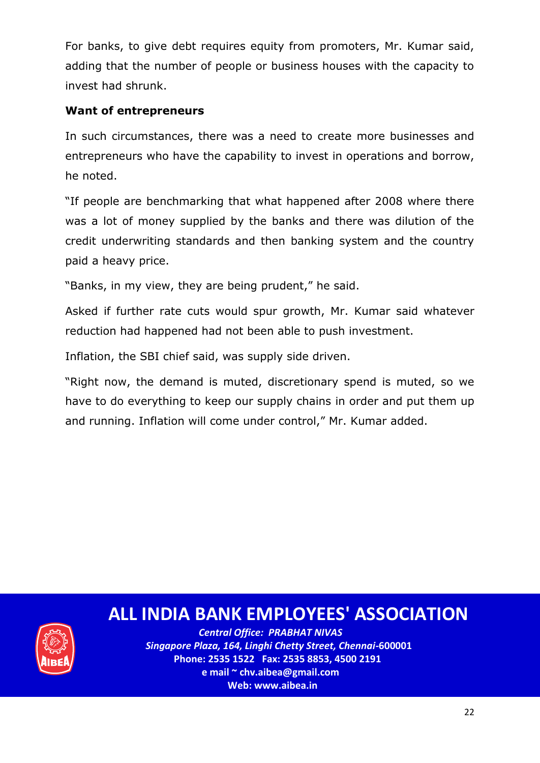For banks, to give debt requires equity from promoters, Mr. Kumar said, adding that the number of people or business houses with the capacity to invest had shrunk.

**Want of entrepreneurs**

In such circumstances, there was a need to create more businesses and entrepreneurs who have the capability to invest in operations and borrow, he noted.

"If people are benchmarking that what happened after 2008 where there was a lot of money supplied by the banks and there was dilution of the credit underwriting standards and then banking system and the country paid a heavy price.

"Banks, in my view, they are being prudent," he said.

Asked if further rate cuts would spur growth, Mr. Kumar said whatever reduction had happened had not been able to push investment.

Inflation, the SBI chief said, was supply side driven.

"Right now, the demand is muted, discretionary spend is muted, so we have to do everything to keep our supply chains in order and put them up and running. Inflation will come under control," Mr. Kumar added.

**ALL INDIA BANK EMPLOYEES' ASSOCIATION**

*Central Office: PRABHAT NIVAS*
*Singapore Plaza, 164, Linghi Chetty Street, Chennai-600001*
Phone: 2535 1522 Fax: 2535 8853, 4500 2191
e mail ~ chv.aibea@gmail.com
Web: www.aibea.in